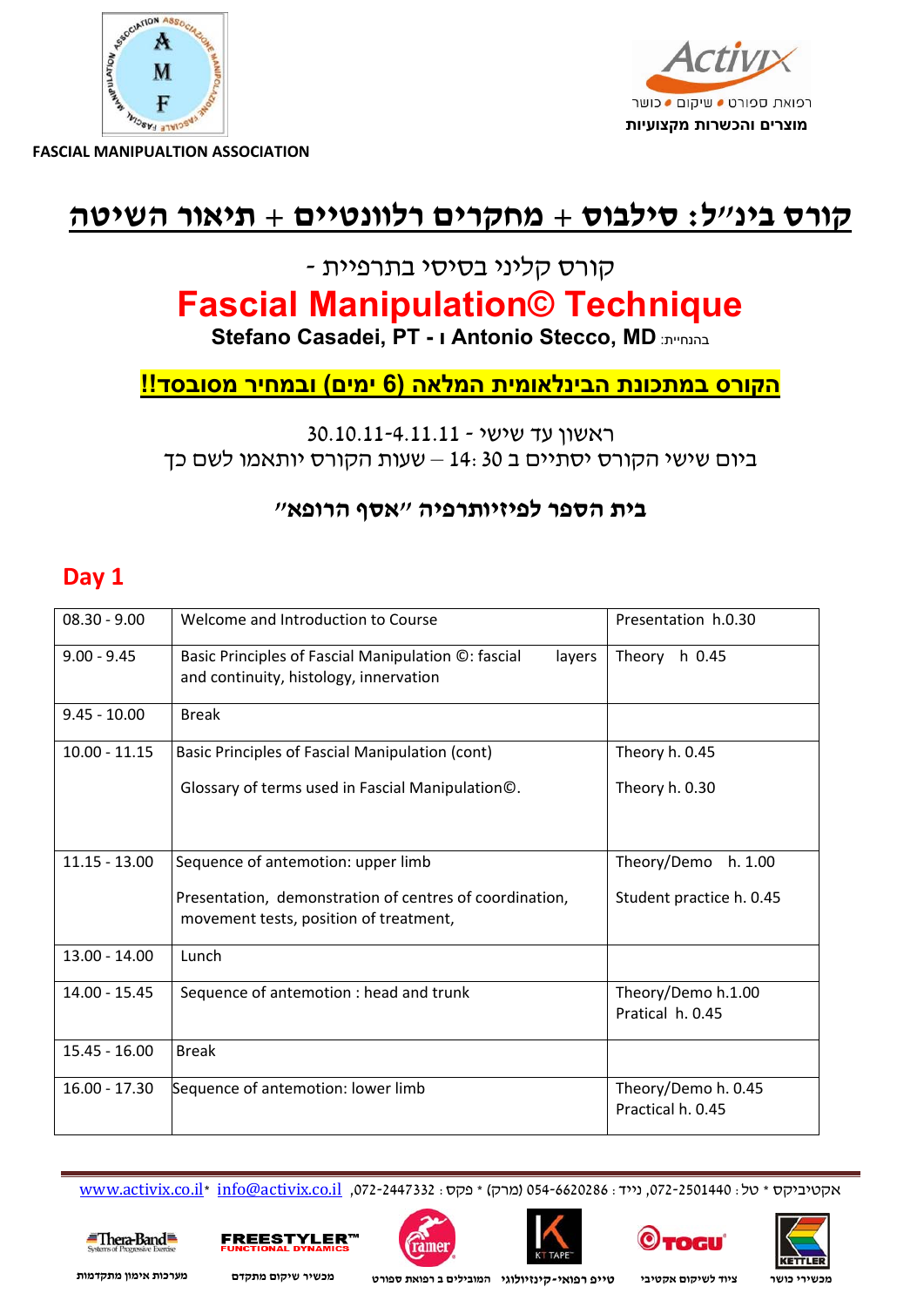FASCIAL MANIPUALTION ASSOCIATION

רפואת ספורט • שיקום • כושר
**מוצרים והכשרות מקצועיות**

# קורס בינ"ל: סילבוס + מחקרים רלוונטיים + תיאור השיטה

קורס קליני בסיסי בתרפיית -

# Fascial Manipulation© Technique

**Stefano Casadei, PT - ו Antonio Stecco, MD** בהנחיית:

**הקורס במתכונת הבינלאומית המלאה (6 ימים) ובמחיר מסובסד!!**

ראשון עד שישי - 30.10.11-4.11.11
ביום שישי הקורס יסתיים ב 30 :14 – שעות הקורס יותאמו לשם כך

**בית הספר לפיזיותרפיה "אסף הרופא"**

## Day 1

| | | |
|---|---|---|
| 08.30 - 9.00 | Welcome and Introduction to Course | Presentation h.0.30 |
| 9.00 - 9.45 | Basic Principles of Fascial Manipulation ©: fascial layers and continuity, histology, innervation | Theory h 0.45 |
| 9.45 - 10.00 | Break | |
| 10.00 - 11.15 | Basic Principles of Fascial Manipulation (cont)<br><br>Glossary of terms used in Fascial Manipulation©. | Theory h. 0.45<br><br>Theory h. 0.30 |
| 11.15 - 13.00 | Sequence of antemotion: upper limb<br><br>Presentation, demonstration of centres of coordination, movement tests, position of treatment, | Theory/Demo h. 1.00<br><br>Student practice h. 0.45 |
| 13.00 - 14.00 | Lunch | |
| 14.00 - 15.45 | Sequence of antemotion : head and trunk | Theory/Demo h.1.00<br>Pratical h. 0.45 |
| 15.45 - 16.00 | Break | |
| 16.00 - 17.30 | Sequence of antemotion: lower limb | Theory/Demo h. 0.45<br>Practical h. 0.45 |

אקטיביקס * טל: 072-2501440, נייד: 054-6620286 (מרק) * פקס: 072-2447332, info@activix.co.il* www.activix.co.il

מכשירי כושר | ציוד לשיקום אקטיבי | טייפ רפואי-קינזיולוגי | המובילים ב רפואת ספורט | מכשיר שיקום מתקדם | מערכות אימון מתקדמות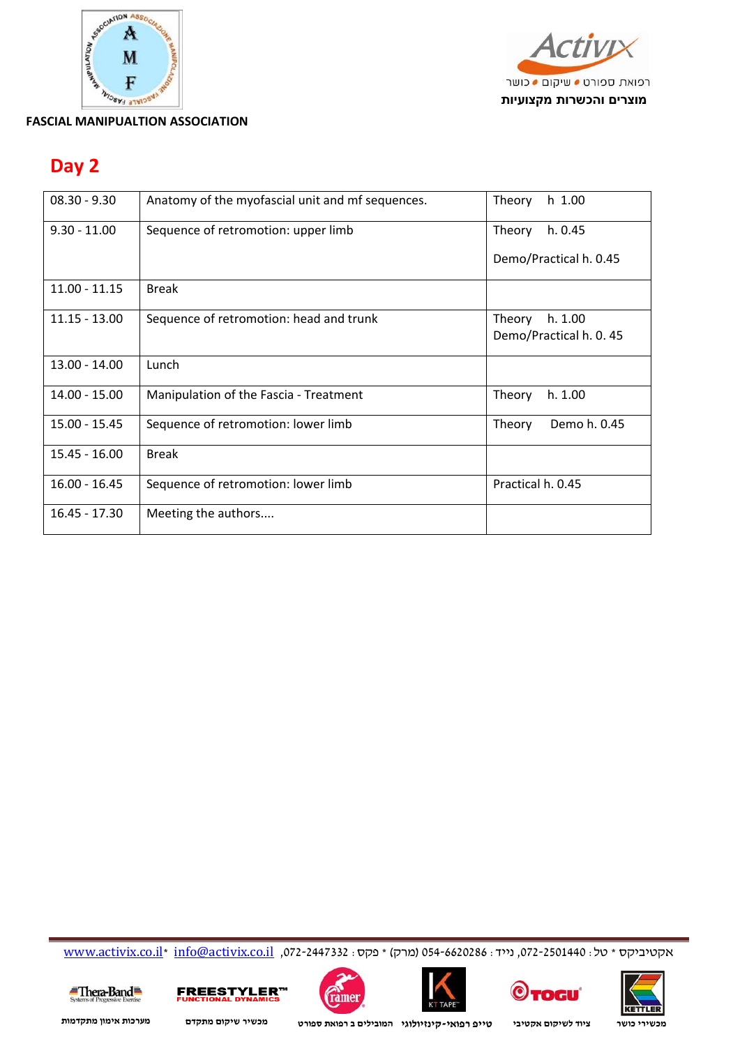FASCIAL MANIPUALTION ASSOCIATION

מוצרים והכשרות מקצועיות

## Day 2

| | | |
|---|---|---|
| 08.30 - 9.30 | Anatomy of the myofascial unit and mf sequences. | Theory h 1.00 |
| 9.30 - 11.00 | Sequence of retromotion: upper limb | Theory h. 0.45<br>Demo/Practical h. 0.45 |
| 11.00 - 11.15 | Break | |
| 11.15 - 13.00 | Sequence of retromotion: head and trunk | Theory h. 1.00<br>Demo/Practical h. 0. 45 |
| 13.00 - 14.00 | Lunch | |
| 14.00 - 15.00 | Manipulation of the Fascia - Treatment | Theory h. 1.00 |
| 15.00 - 15.45 | Sequence of retromotion: lower limb | Theory Demo h. 0.45 |
| 15.45 - 16.00 | Break | |
| 16.00 - 16.45 | Sequence of retromotion: lower limb | Practical h. 0.45 |
| 16.45 - 17.30 | Meeting the authors.... | |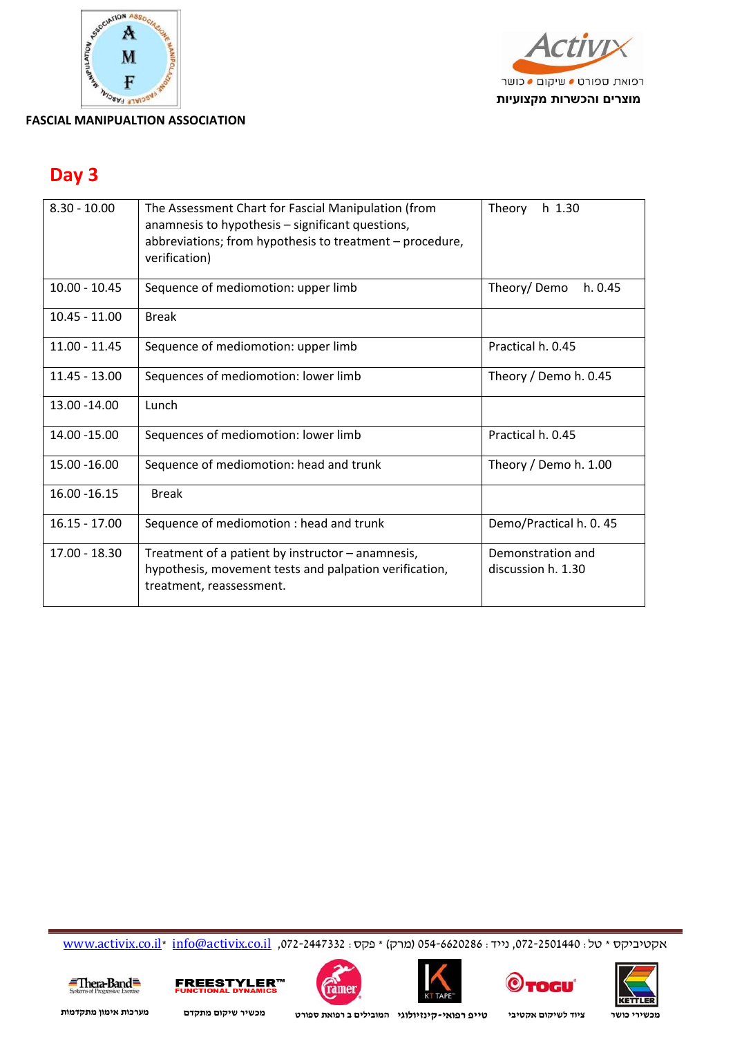FASCIAL MANIPUALTION ASSOCIATION

## Day 3

| | | |
|---|---|---|
| 8.30 - 10.00 | The Assessment Chart for Fascial Manipulation (from anamnesis to hypothesis – significant questions, abbreviations; from hypothesis to treatment – procedure, verification) | Theory h 1.30 |
| 10.00 - 10.45 | Sequence of mediomotion: upper limb | Theory/ Demo h. 0.45 |
| 10.45 - 11.00 | Break | |
| 11.00 - 11.45 | Sequence of mediomotion: upper limb | Practical h. 0.45 |
| 11.45 - 13.00 | Sequences of mediomotion: lower limb | Theory / Demo h. 0.45 |
| 13.00 -14.00 | Lunch | |
| 14.00 -15.00 | Sequences of mediomotion: lower limb | Practical h. 0.45 |
| 15.00 -16.00 | Sequence of mediomotion: head and trunk | Theory / Demo h. 1.00 |
| 16.00 -16.15 | Break | |
| 16.15 - 17.00 | Sequence of mediomotion : head and trunk | Demo/Practical h. 0. 45 |
| 17.00 - 18.30 | Treatment of a patient by instructor – anamnesis, hypothesis, movement tests and palpation verification, treatment, reassessment. | Demonstration and discussion h. 1.30 |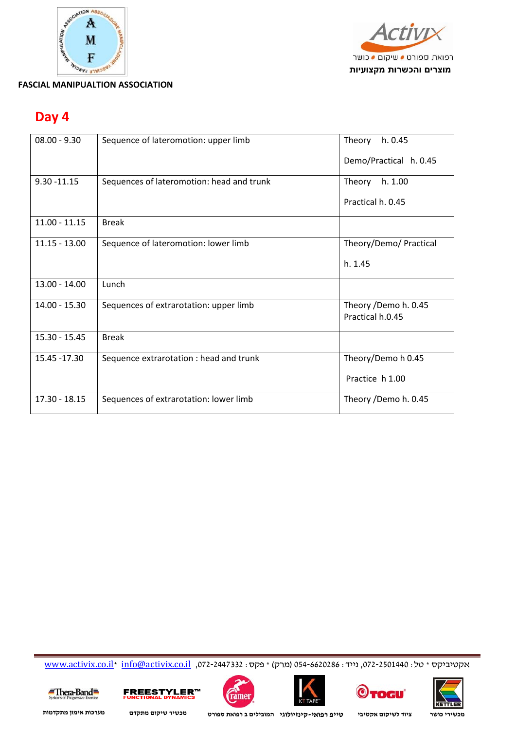FASCIAL MANIPUALTION ASSOCIATION

רפואת ספורט • שיקום • כושר

מוצרים והכשרות מקצועיות

## Day 4

| | | |
|---|---|---|
| 08.00 - 9.30 | Sequence of lateromotion: upper limb | Theory h. 0.45<br><br>Demo/Practical h. 0.45 |
| 9.30 -11.15 | Sequences of lateromotion: head and trunk | Theory h. 1.00<br><br>Practical h. 0.45 |
| 11.00 - 11.15 | Break | |
| 11.15 - 13.00 | Sequence of lateromotion: lower limb | Theory/Demo/ Practical<br><br>h. 1.45 |
| 13.00 - 14.00 | Lunch | |
| 14.00 - 15.30 | Sequences of extrarotation: upper limb | Theory /Demo h. 0.45<br>Practical h.0.45 |
| 15.30 - 15.45 | Break | |
| 15.45 -17.30 | Sequence extrarotation : head and trunk | Theory/Demo h 0.45<br><br>Practice h 1.00 |
| 17.30 - 18.15 | Sequences of extrarotation: lower limb | Theory /Demo h. 0.45 |

אקטיביקס * טל: 072-2501440, נייד: 054-6620286 (מרק) * פקס: 072-2447332, info@activix.co.il *www.activix.co.il

מכשירי כושר — ציוד לשיקום אקטיבי — טייפ רפואי-קינזיולוגי — המובילים ב רפואת ספורט — מכשיר שיקום מתקדם — מערכות אימון מתקדמות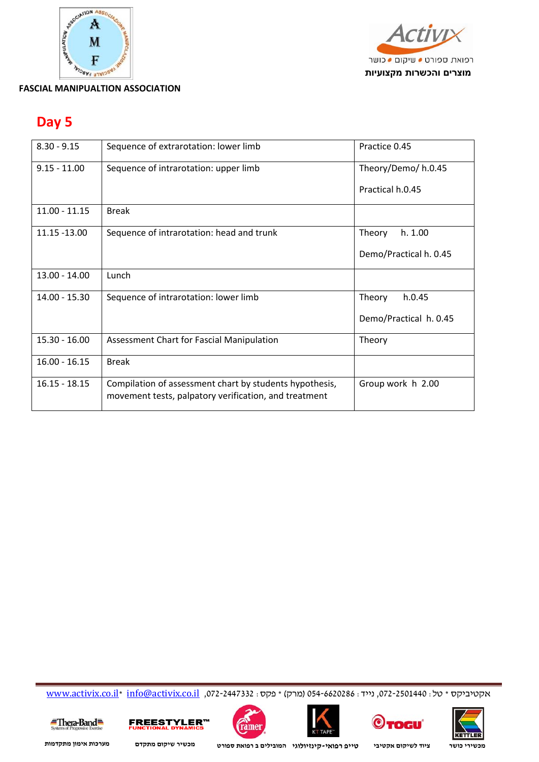FASCIAL MANIPUALTION ASSOCIATION

## Day 5

| | | |
|---|---|---|
| 8.30 - 9.15 | Sequence of extrarotation: lower limb | Practice 0.45 |
| 9.15 - 11.00 | Sequence of intrarotation: upper limb | Theory/Demo/ h.0.45<br><br>Practical h.0.45 |
| 11.00 - 11.15 | Break | |
| 11.15 -13.00 | Sequence of intrarotation: head and trunk | Theory h. 1.00<br><br>Demo/Practical h. 0.45 |
| 13.00 - 14.00 | Lunch | |
| 14.00 - 15.30 | Sequence of intrarotation: lower limb | Theory h.0.45<br><br>Demo/Practical h. 0.45 |
| 15.30 - 16.00 | Assessment Chart for Fascial Manipulation | Theory |
| 16.00 - 16.15 | Break | |
| 16.15 - 18.15 | Compilation of assessment chart by students hypothesis, movement tests, palpatory verification, and treatment | Group work h 2.00 |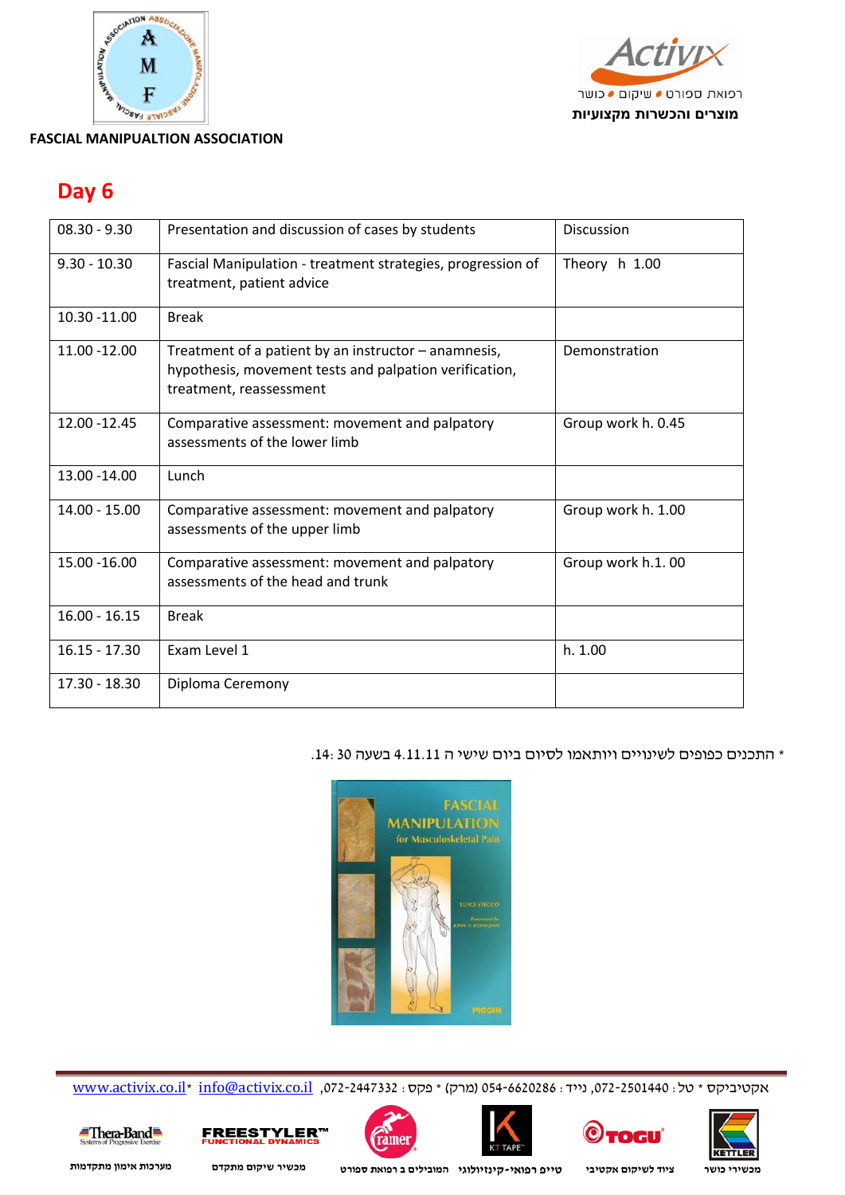FASCIAL MANIPUALTION ASSOCIATION

## Day 6

| | | |
|---|---|---|
| 08.30 - 9.30 | Presentation and discussion of cases by students | Discussion |
| 9.30 - 10.30 | Fascial Manipulation - treatment strategies, progression of treatment, patient advice | Theory h 1.00 |
| 10.30 -11.00 | Break | |
| 11.00 -12.00 | Treatment of a patient by an instructor – anamnesis, hypothesis, movement tests and palpation verification, treatment, reassessment | Demonstration |
| 12.00 -12.45 | Comparative assessment: movement and palpatory assessments of the lower limb | Group work h. 0.45 |
| 13.00 -14.00 | Lunch | |
| 14.00 - 15.00 | Comparative assessment: movement and palpatory assessments of the upper limb | Group work h. 1.00 |
| 15.00 -16.00 | Comparative assessment: movement and palpatory assessments of the head and trunk | Group work h.1. 00 |
| 16.00 - 16.15 | Break | |
| 16.15 - 17.30 | Exam Level 1 | h. 1.00 |
| 17.30 - 18.30 | Diploma Ceremony | |

* התכנים כפופים לשינויים ויותאמו לסיום ביום שישי ה 4.11.11 בשעה 14:30.

אקטיביקס * טל: 072-2501440, נייד: 054-6620286 (מרק) * פקס: 072-2447332, info@activix.co.il *www.activix.co.il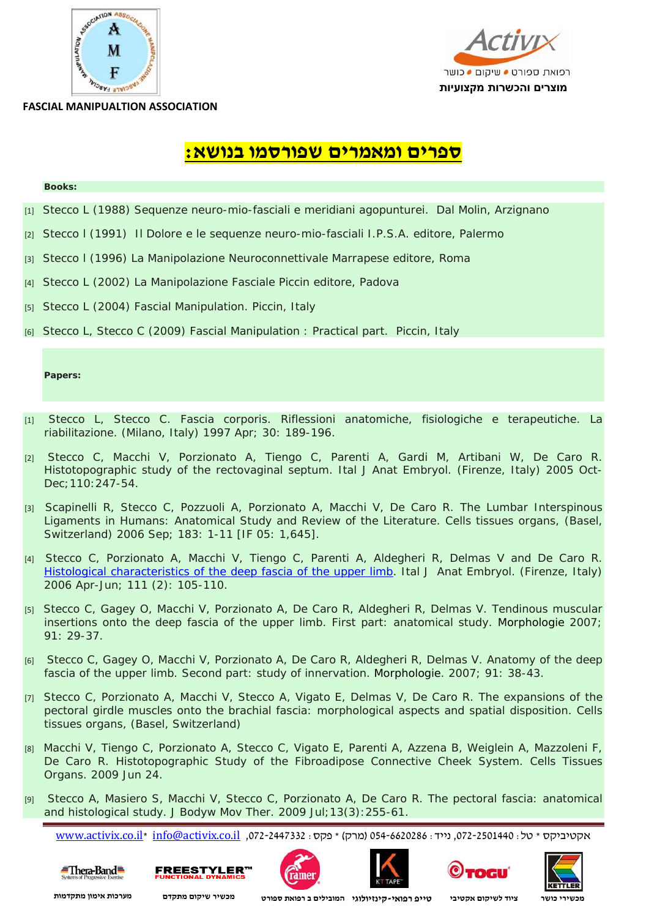# ספרים ומאמרים שפורסמו בנושא:

**Books:**

[1] Stecco L (1988) Sequenze neuro-mio-fasciali e meridiani agopunturei. Dal Molin, Arzignano

[2] Stecco l (1991) Il Dolore e le sequenze neuro-mio-fasciali I.P.S.A. editore, Palermo

[3] Stecco l (1996) La Manipolazione Neuroconnettivale Marrapese editore, Roma

[4] Stecco L (2002) La Manipolazione Fasciale Piccin editore, Padova

[5] Stecco L (2004) Fascial Manipulation. Piccin, Italy

[6] Stecco L, Stecco C (2009) Fascial Manipulation : Practical part. Piccin, Italy

**Papers:**

[1] Stecco L, Stecco C. Fascia corporis. Riflessioni anatomiche, fisiologiche e terapeutiche. La riabilitazione. (Milano, Italy) 1997 Apr; 30: 189-196.

[2] Stecco C, Macchi V, Porzionato A, Tiengo C, Parenti A, Gardi M, Artibani W, De Caro R. Histotopographic study of the rectovaginal septum. Ital J Anat Embryol. (Firenze, Italy) 2005 Oct-Dec;110:247-54.

[3] Scapinelli R, Stecco C, Pozzuoli A, Porzionato A, Macchi V, De Caro R. The Lumbar Interspinous Ligaments in Humans: Anatomical Study and Review of the Literature. Cells tissues organs, (Basel, Switzerland) 2006 Sep; 183: 1-11 [IF 05: 1,645].

[4] Stecco C, Porzionato A, Macchi V, Tiengo C, Parenti A, Aldegheri R, Delmas V and De Caro R. Histological characteristics of the deep fascia of the upper limb. Ital J Anat Embryol. (Firenze, Italy) 2006 Apr-Jun; 111 (2): 105-110.

[5] Stecco C, Gagey O, Macchi V, Porzionato A, De Caro R, Aldegheri R, Delmas V. Tendinous muscular insertions onto the deep fascia of the upper limb. First part: anatomical study. Morphologie 2007; 91: 29-37.

[6] Stecco C, Gagey O, Macchi V, Porzionato A, De Caro R, Aldegheri R, Delmas V. Anatomy of the deep fascia of the upper limb. Second part: study of innervation. Morphologie. 2007; 91: 38-43.

[7] Stecco C, Porzionato A, Macchi V, Stecco A, Vigato E, Delmas V, De Caro R. The expansions of the pectoral girdle muscles onto the brachial fascia: morphological aspects and spatial disposition. Cells tissues organs, (Basel, Switzerland)

[8] Macchi V, Tiengo C, Porzionato A, Stecco C, Vigato E, Parenti A, Azzena B, Weiglein A, Mazzoleni F, De Caro R. Histotopographic Study of the Fibroadipose Connective Cheek System. Cells Tissues Organs. 2009 Jun 24.

[9] Stecco A, Masiero S, Macchi V, Stecco C, Porzionato A, De Caro R. The pectoral fascia: anatomical and histological study. J Bodyw Mov Ther. 2009 Jul;13(3):255-61.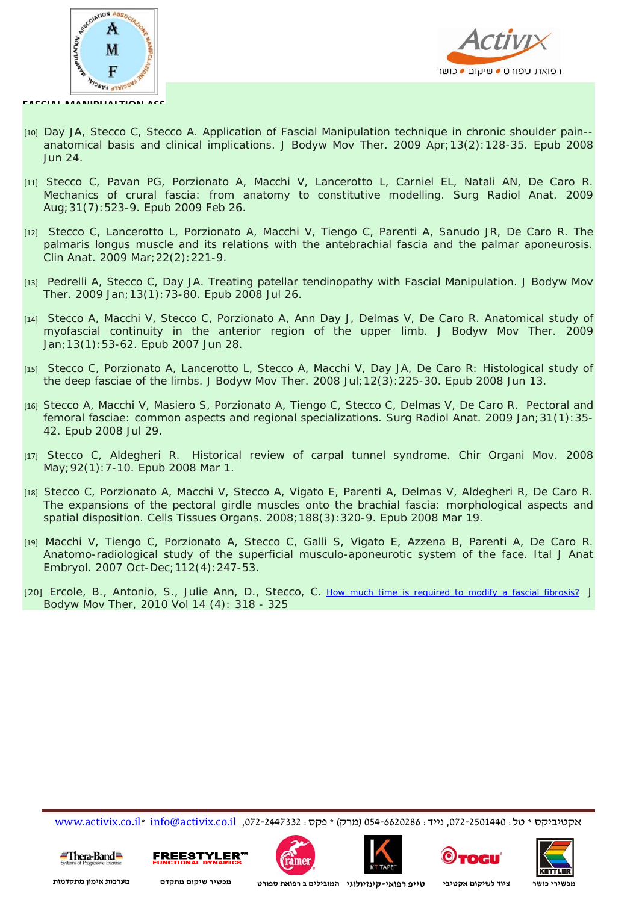[10] Day JA, Stecco C, Stecco A. Application of Fascial Manipulation technique in chronic shoulder pain--anatomical basis and clinical implications. J Bodyw Mov Ther. 2009 Apr;13(2):128-35. Epub 2008 Jun 24.

[11] Stecco C, Pavan PG, Porzionato A, Macchi V, Lancerotto L, Carniel EL, Natali AN, De Caro R. Mechanics of crural fascia: from anatomy to constitutive modelling. Surg Radiol Anat. 2009 Aug;31(7):523-9. Epub 2009 Feb 26.

[12] Stecco C, Lancerotto L, Porzionato A, Macchi V, Tiengo C, Parenti A, Sanudo JR, De Caro R. The palmaris longus muscle and its relations with the antebrachial fascia and the palmar aponeurosis. Clin Anat. 2009 Mar;22(2):221-9.

[13] Pedrelli A, Stecco C, Day JA. Treating patellar tendinopathy with Fascial Manipulation. J Bodyw Mov Ther. 2009 Jan;13(1):73-80. Epub 2008 Jul 26.

[14] Stecco A, Macchi V, Stecco C, Porzionato A, Ann Day J, Delmas V, De Caro R. Anatomical study of myofascial continuity in the anterior region of the upper limb. J Bodyw Mov Ther. 2009 Jan;13(1):53-62. Epub 2007 Jun 28.

[15] Stecco C, Porzionato A, Lancerotto L, Stecco A, Macchi V, Day JA, De Caro R: Histological study of the deep fasciae of the limbs. J Bodyw Mov Ther. 2008 Jul;12(3):225-30. Epub 2008 Jun 13.

[16] Stecco A, Macchi V, Masiero S, Porzionato A, Tiengo C, Stecco C, Delmas V, De Caro R. Pectoral and femoral fasciae: common aspects and regional specializations. Surg Radiol Anat. 2009 Jan;31(1):35-42. Epub 2008 Jul 29.

[17] Stecco C, Aldegheri R. Historical review of carpal tunnel syndrome. Chir Organi Mov. 2008 May;92(1):7-10. Epub 2008 Mar 1.

[18] Stecco C, Porzionato A, Macchi V, Stecco A, Vigato E, Parenti A, Delmas V, Aldegheri R, De Caro R. The expansions of the pectoral girdle muscles onto the brachial fascia: morphological aspects and spatial disposition. Cells Tissues Organs. 2008;188(3):320-9. Epub 2008 Mar 19.

[19] Macchi V, Tiengo C, Porzionato A, Stecco C, Galli S, Vigato E, Azzena B, Parenti A, De Caro R. Anatomo-radiological study of the superficial musculo-aponeurotic system of the face. Ital J Anat Embryol. 2007 Oct-Dec;112(4):247-53.

[20] Ercole, B., Antonio, S., Julie Ann, D., Stecco, C. How much time is required to modify a fascial fibrosis? J Bodyw Mov Ther, 2010 Vol 14 (4): 318 - 325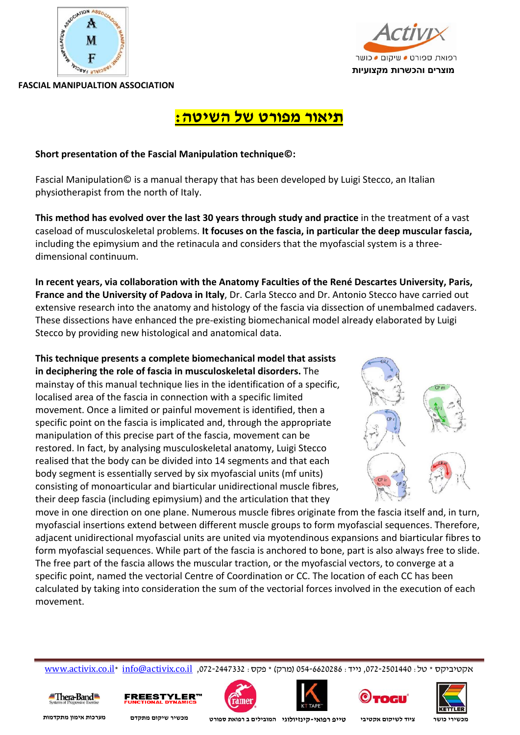FASCIAL MANIPUALTION ASSOCIATION

## :תיאור מפורט של השיטה

**Short presentation of the Fascial Manipulation technique©:**

Fascial Manipulation© is a manual therapy that has been developed by Luigi Stecco, an Italian physiotherapist from the north of Italy.

**This method has evolved over the last 30 years through study and practice** in the treatment of a vast caseload of musculoskeletal problems. **It focuses on the fascia, in particular the deep muscular fascia,** including the epimysium and the retinacula and considers that the myofascial system is a three-dimensional continuum.

**In recent years, via collaboration with the Anatomy Faculties of the René Descartes University, Paris, France and the University of Padova in Italy**, Dr. Carla Stecco and Dr. Antonio Stecco have carried out extensive research into the anatomy and histology of the fascia via dissection of unembalmed cadavers. These dissections have enhanced the pre-existing biomechanical model already elaborated by Luigi Stecco by providing new histological and anatomical data.

**This technique presents a complete biomechanical model that assists in deciphering the role of fascia in musculoskeletal disorders.** The mainstay of this manual technique lies in the identification of a specific, localised area of the fascia in connection with a specific limited movement. Once a limited or painful movement is identified, then a specific point on the fascia is implicated and, through the appropriate manipulation of this precise part of the fascia, movement can be restored. In fact, by analysing musculoskeletal anatomy, Luigi Stecco realised that the body can be divided into 14 segments and that each body segment is essentially served by six myofascial units (mf units) consisting of monoarticular and biarticular unidirectional muscle fibres, their deep fascia (including epimysium) and the articulation that they move in one direction on one plane. Numerous muscle fibres originate from the fascia itself and, in turn, myofascial insertions extend between different muscle groups to form myofascial sequences. Therefore, adjacent unidirectional myofascial units are united via myotendinous expansions and biarticular fibres to form myofascial sequences. While part of the fascia is anchored to bone, part is also always free to slide. The free part of the fascia allows the muscular traction, or the myofascial vectors, to converge at a specific point, named the vectorial Centre of Coordination or CC. The location of each CC has been calculated by taking into consideration the sum of the vectorial forces involved in the execution of each movement.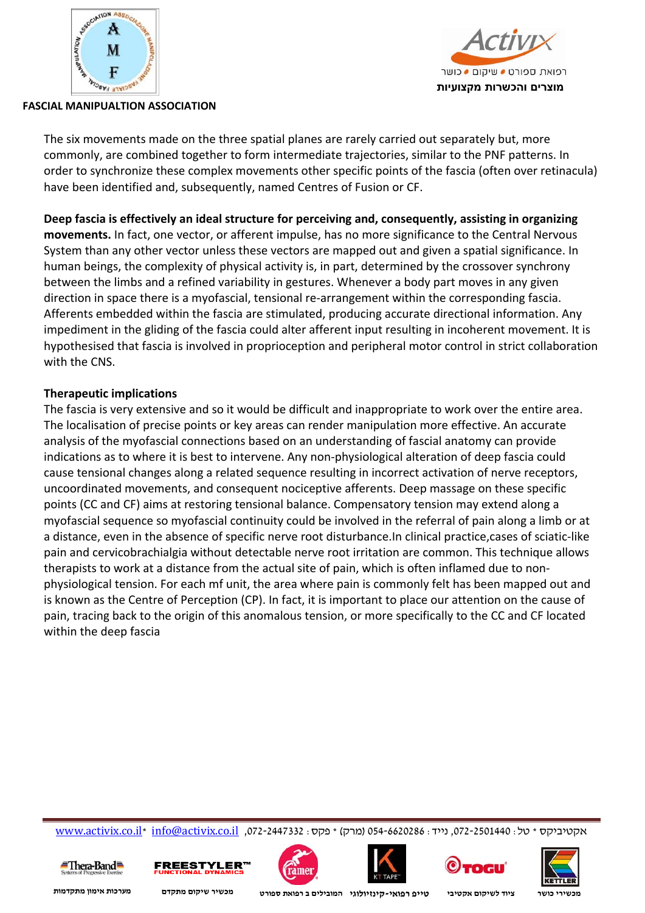The six movements made on the three spatial planes are rarely carried out separately but, more commonly, are combined together to form intermediate trajectories, similar to the PNF patterns. In order to synchronize these complex movements other specific points of the fascia (often over retinacula) have been identified and, subsequently, named Centres of Fusion or CF.

**Deep fascia is effectively an ideal structure for perceiving and, consequently, assisting in organizing movements.** In fact, one vector, or afferent impulse, has no more significance to the Central Nervous System than any other vector unless these vectors are mapped out and given a spatial significance. In human beings, the complexity of physical activity is, in part, determined by the crossover synchrony between the limbs and a refined variability in gestures. Whenever a body part moves in any given direction in space there is a myofascial, tensional re-arrangement within the corresponding fascia. Afferents embedded within the fascia are stimulated, producing accurate directional information. Any impediment in the gliding of the fascia could alter afferent input resulting in incoherent movement. It is hypothesised that fascia is involved in proprioception and peripheral motor control in strict collaboration with the CNS.

**Therapeutic implications**

The fascia is very extensive and so it would be difficult and inappropriate to work over the entire area. The localisation of precise points or key areas can render manipulation more effective. An accurate analysis of the myofascial connections based on an understanding of fascial anatomy can provide indications as to where it is best to intervene. Any non-physiological alteration of deep fascia could cause tensional changes along a related sequence resulting in incorrect activation of nerve receptors, uncoordinated movements, and consequent nociceptive afferents. Deep massage on these specific points (CC and CF) aims at restoring tensional balance. Compensatory tension may extend along a myofascial sequence so myofascial continuity could be involved in the referral of pain along a limb or at a distance, even in the absence of specific nerve root disturbance.In clinical practice,cases of sciatic-like pain and cervicobrachialgia without detectable nerve root irritation are common. This technique allows therapists to work at a distance from the actual site of pain, which is often inflamed due to non-physiological tension. For each mf unit, the area where pain is commonly felt has been mapped out and is known as the Centre of Perception (CP). In fact, it is important to place our attention on the cause of pain, tracing back to the origin of this anomalous tension, or more specifically to the CC and CF located within the deep fascia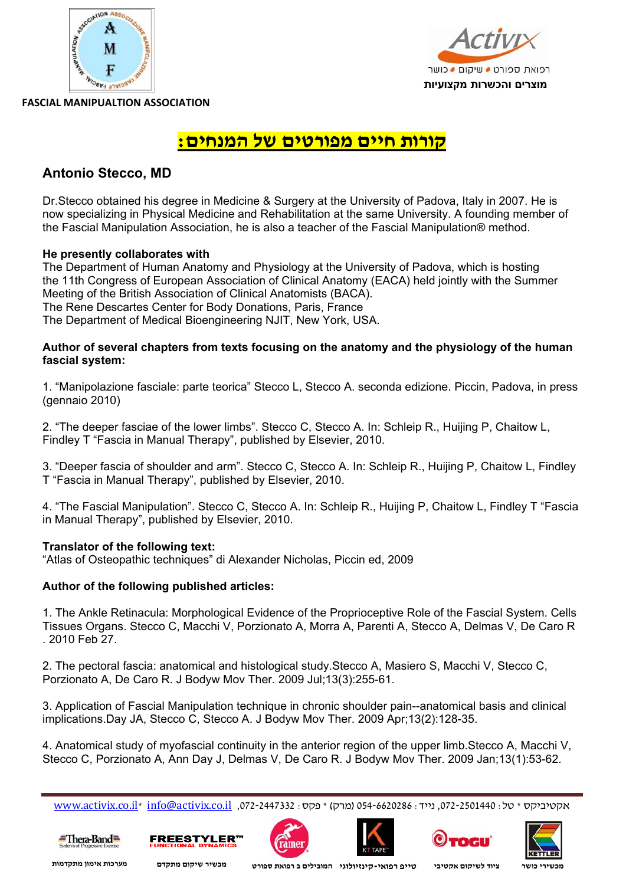FASCIAL MANIPUALTION ASSOCIATION

רפואת ספורט • שיקום • כושר

**מוצרים והכשרות מקצועיות**

# קורות חיים מפורטים של המנחים:

## Antonio Stecco, MD

Dr.Stecco obtained his degree in Medicine & Surgery at the University of Padova, Italy in 2007. He is now specializing in Physical Medicine and Rehabilitation at the same University. A founding member of the Fascial Manipulation Association, he is also a teacher of the Fascial Manipulation® method.

**He presently collaborates with**

The Department of Human Anatomy and Physiology at the University of Padova, which is hosting the 11th Congress of European Association of Clinical Anatomy (EACA) held jointly with the Summer Meeting of the British Association of Clinical Anatomists (BACA).

The Rene Descartes Center for Body Donations, Paris, France

The Department of Medical Bioengineering NJIT, New York, USA.

**Author of several chapters from texts focusing on the anatomy and the physiology of the human fascial system:**

1. “Manipolazione fasciale: parte teorica” Stecco L, Stecco A. seconda edizione. Piccin, Padova, in press (gennaio 2010)

2. “The deeper fasciae of the lower limbs”. Stecco C, Stecco A. In: Schleip R., Huijing P, Chaitow L, Findley T “Fascia in Manual Therapy”, published by Elsevier, 2010.

3. “Deeper fascia of shoulder and arm”. Stecco C, Stecco A. In: Schleip R., Huijing P, Chaitow L, Findley T “Fascia in Manual Therapy”, published by Elsevier, 2010.

4. “The Fascial Manipulation”. Stecco C, Stecco A. In: Schleip R., Huijing P, Chaitow L, Findley T “Fascia in Manual Therapy”, published by Elsevier, 2010.

**Translator of the following text:**

“Atlas of Osteopathic techniques” di Alexander Nicholas, Piccin ed, 2009

**Author of the following published articles:**

1. The Ankle Retinacula: Morphological Evidence of the Proprioceptive Role of the Fascial System. Cells Tissues Organs. Stecco C, Macchi V, Porzionato A, Morra A, Parenti A, Stecco A, Delmas V, De Caro R . 2010 Feb 27.

2. The pectoral fascia: anatomical and histological study.Stecco A, Masiero S, Macchi V, Stecco C, Porzionato A, De Caro R. J Bodyw Mov Ther. 2009 Jul;13(3):255-61.

3. Application of Fascial Manipulation technique in chronic shoulder pain--anatomical basis and clinical implications.Day JA, Stecco C, Stecco A. J Bodyw Mov Ther. 2009 Apr;13(2):128-35.

4. Anatomical study of myofascial continuity in the anterior region of the upper limb.Stecco A, Macchi V, Stecco C, Porzionato A, Ann Day J, Delmas V, De Caro R. J Bodyw Mov Ther. 2009 Jan;13(1):53-62.

אקטיביקס * טל: 072-2501440, נייד: 054-6620286 (מרק) * פקס: 072-2447332, info@activix.co.il *www.activix.co.il

מערכות אימון מתקדמות | מכשיר שיקום מתקדם | המובילים ב רפואת ספורט | טייפ רפואי-קינזיולוגי | ציוד לשיקום אקטיבי | מכשירי כושר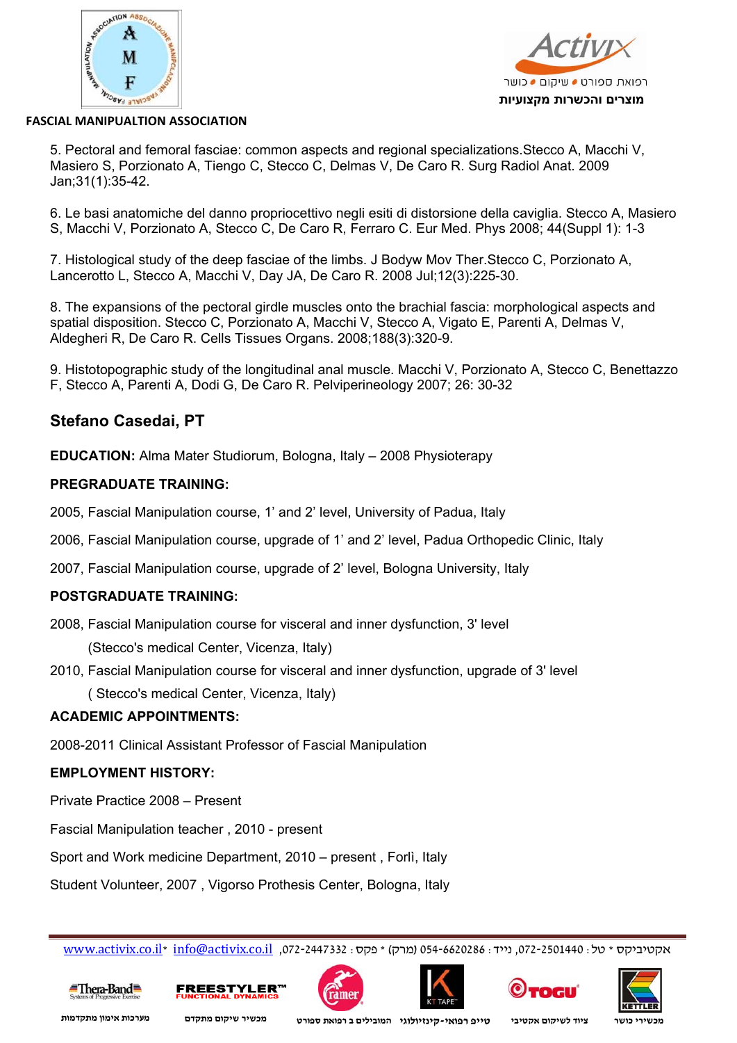5. Pectoral and femoral fasciae: common aspects and regional specializations.Stecco A, Macchi V, Masiero S, Porzionato A, Tiengo C, Stecco C, Delmas V, De Caro R. Surg Radiol Anat. 2009 Jan;31(1):35-42.

6. Le basi anatomiche del danno propriocettivo negli esiti di distorsione della caviglia. Stecco A, Masiero S, Macchi V, Porzionato A, Stecco C, De Caro R, Ferraro C. Eur Med. Phys 2008; 44(Suppl 1): 1-3

7. Histological study of the deep fasciae of the limbs. J Bodyw Mov Ther.Stecco C, Porzionato A, Lancerotto L, Stecco A, Macchi V, Day JA, De Caro R. 2008 Jul;12(3):225-30.

8. The expansions of the pectoral girdle muscles onto the brachial fascia: morphological aspects and spatial disposition. Stecco C, Porzionato A, Macchi V, Stecco A, Vigato E, Parenti A, Delmas V, Aldegheri R, De Caro R. Cells Tissues Organs. 2008;188(3):320-9.

9. Histotopographic study of the longitudinal anal muscle. Macchi V, Porzionato A, Stecco C, Benettazzo F, Stecco A, Parenti A, Dodi G, De Caro R. Pelviperineology 2007; 26: 30-32

## Stefano Casedai, PT

**EDUCATION:** Alma Mater Studiorum, Bologna, Italy – 2008 Physiotherapy

**PREGRADUATE TRAINING:**

2005, Fascial Manipulation course, 1' and 2' level, University of Padua, Italy

2006, Fascial Manipulation course, upgrade of 1' and 2' level, Padua Orthopedic Clinic, Italy

2007, Fascial Manipulation course, upgrade of 2' level, Bologna University, Italy

**POSTGRADUATE TRAINING:**

2008, Fascial Manipulation course for visceral and inner dysfunction, 3' level

(Stecco's medical Center, Vicenza, Italy)

2010, Fascial Manipulation course for visceral and inner dysfunction, upgrade of 3' level

( Stecco's medical Center, Vicenza, Italy)

**ACADEMIC APPOINTMENTS:**

2008-2011 Clinical Assistant Professor of Fascial Manipulation

**EMPLOYMENT HISTORY:**

Private Practice 2008 – Present

Fascial Manipulation teacher , 2010 - present

Sport and Work medicine Department, 2010 – present , Forlì, Italy

Student Volunteer, 2007 , Vigorso Prothesis Center, Bologna, Italy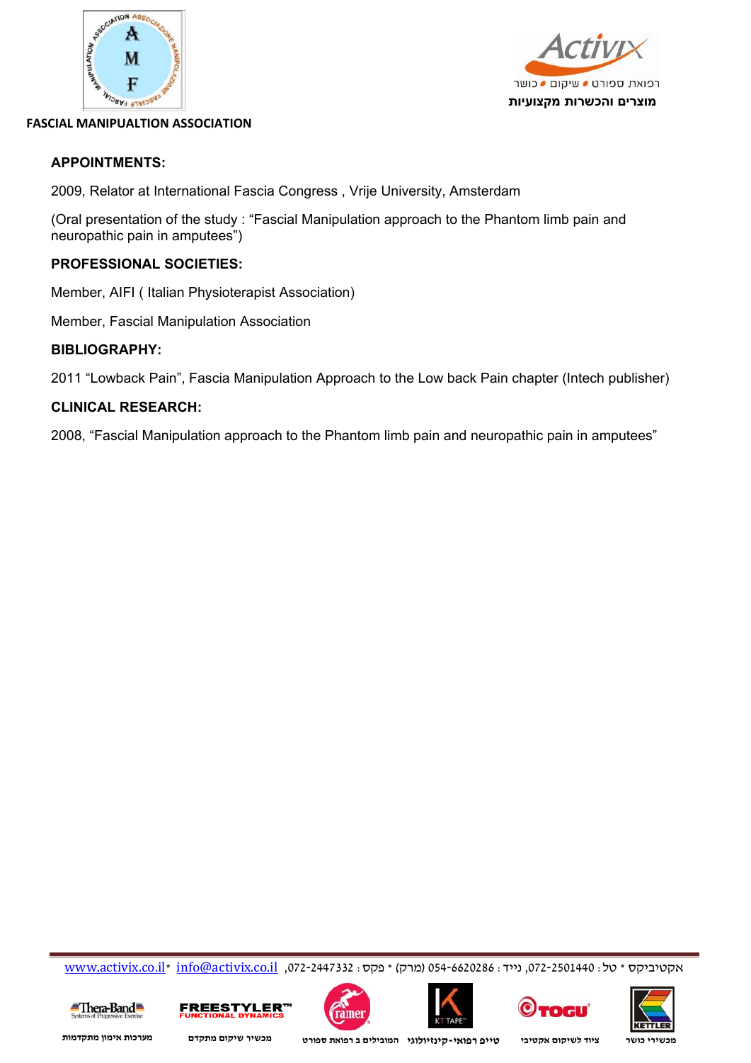FASCIAL MANIPUALTION ASSOCIATION

מוצרים והכשרות מקצועיות

### APPOINTMENTS:

2009, Relator at International Fascia Congress , Vrije University, Amsterdam

(Oral presentation of the study : “Fascial Manipulation approach to the Phantom limb pain and neuropathic pain in amputees”)

### PROFESSIONAL SOCIETIES:

Member, AIFI ( Italian Physioterapist Association)

Member, Fascial Manipulation Association

### BIBLIOGRAPHY:

2011 “Lowback Pain”, Fascia Manipulation Approach to the Low back Pain chapter (Intech publisher)

### CLINICAL RESEARCH:

2008, “Fascial Manipulation approach to the Phantom limb pain and neuropathic pain in amputees”